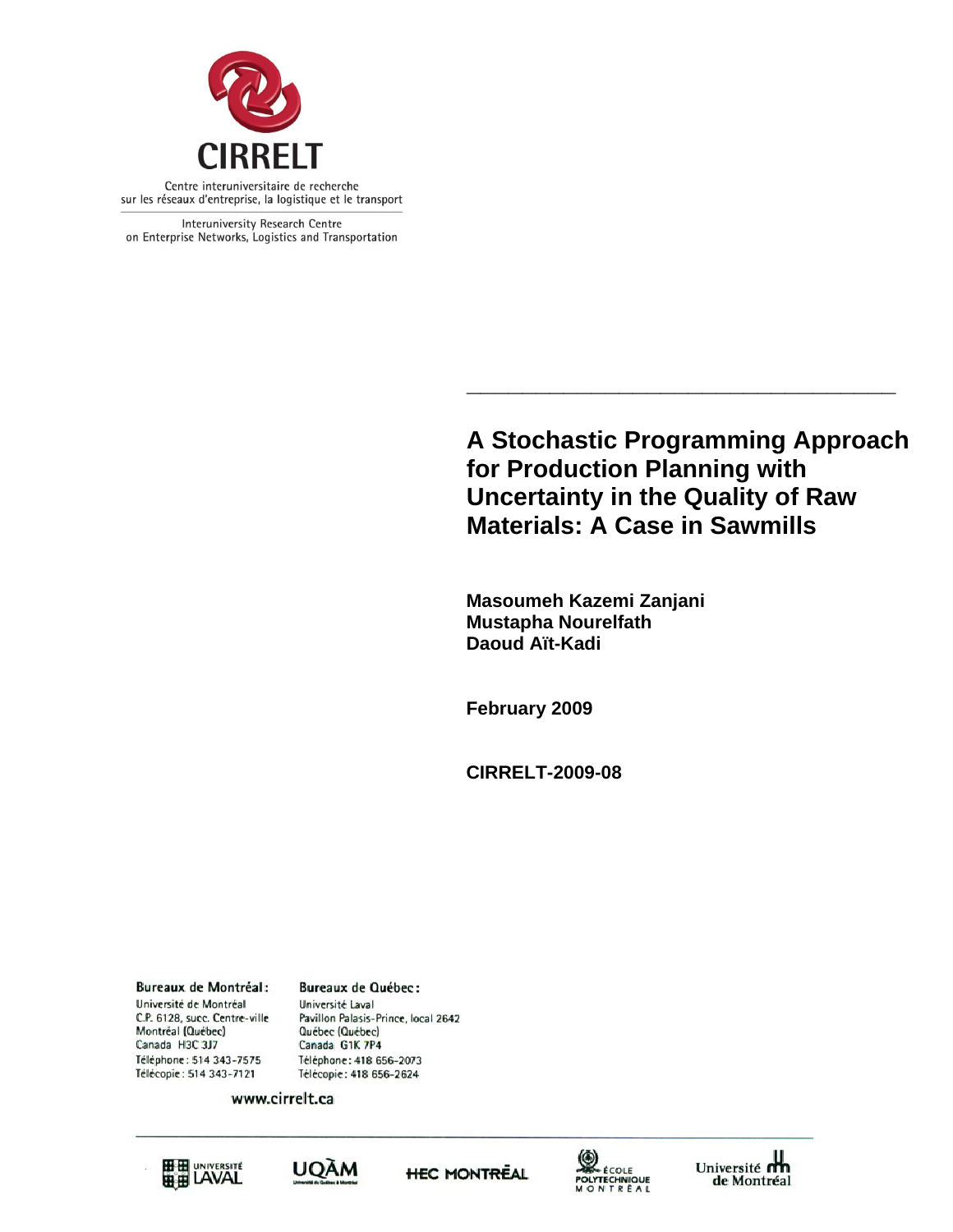**CIRRELT**

Centre interuniversitaire de recherche sur les réseaux d'entreprise, la logistique et le transport

Interuniversity Research Centre on Enterprise Networks, Logistics and Transportation

---

# A Stochastic Programming Approach for Production Planning with Uncertainty in the Quality of Raw Materials: A Case in Sawmills

**Masoumeh Kazemi Zanjani**
**Mustapha Nourelfath**
**Daoud Aït-Kadi**

**February 2009**

**CIRRELT-2009-08**

**Bureaux de Montréal :**
Université de Montréal
C.P. 6128, succ. Centre-ville
Montréal (Québec)
Canada H3C 3J7
Téléphone : 514 343-7575
Télécopie : 514 343-7121

**Bureaux de Québec :**
Université Laval
Pavillon Palasis-Prince, local 2642
Québec (Québec)
Canada G1K 7P4
Téléphone : 418 656-2073
Télécopie : 418 656-2624

www.cirrelt.ca

Université Laval | UQÀM | HEC Montréal | École Polytechnique Montréal | Université de Montréal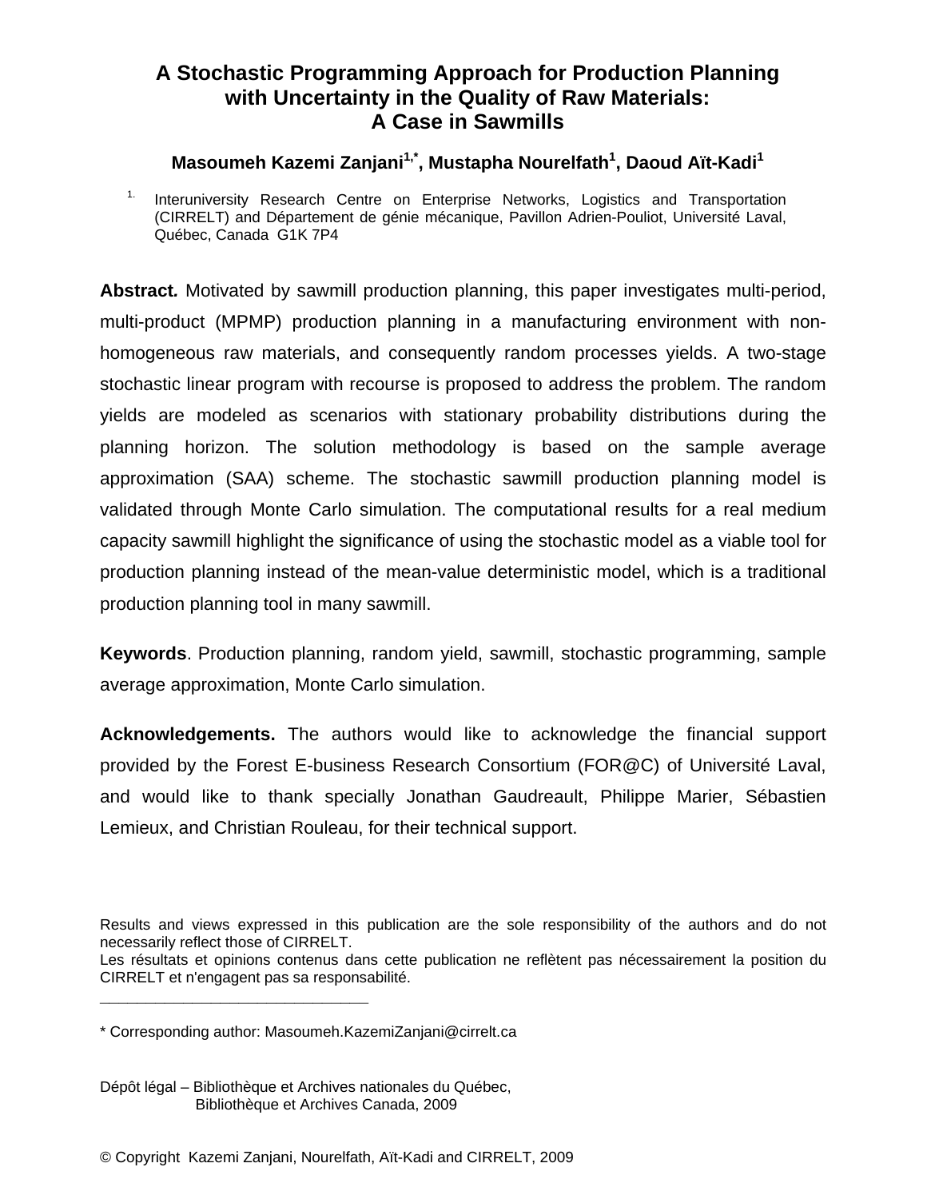# A Stochastic Programming Approach for Production Planning with Uncertainty in the Quality of Raw Materials: A Case in Sawmills

**Masoumeh Kazemi Zanjani[1,*], Mustapha Nourelfath[1], Daoud Aït-Kadi[1]**

[1] Interuniversity Research Centre on Enterprise Networks, Logistics and Transportation (CIRRELT) and Département de génie mécanique, Pavillon Adrien-Pouliot, Université Laval, Québec, Canada G1K 7P4

**Abstract.** Motivated by sawmill production planning, this paper investigates multi-period, multi-product (MPMP) production planning in a manufacturing environment with non-homogeneous raw materials, and consequently random processes yields. A two-stage stochastic linear program with recourse is proposed to address the problem. The random yields are modeled as scenarios with stationary probability distributions during the planning horizon. The solution methodology is based on the sample average approximation (SAA) scheme. The stochastic sawmill production planning model is validated through Monte Carlo simulation. The computational results for a real medium capacity sawmill highlight the significance of using the stochastic model as a viable tool for production planning instead of the mean-value deterministic model, which is a traditional production planning tool in many sawmill.

**Keywords**. Production planning, random yield, sawmill, stochastic programming, sample average approximation, Monte Carlo simulation.

**Acknowledgements.** The authors would like to acknowledge the financial support provided by the Forest E-business Research Consortium (FOR@C) of Université Laval, and would like to thank specially Jonathan Gaudreault, Philippe Marier, Sébastien Lemieux, and Christian Rouleau, for their technical support.

Results and views expressed in this publication are the sole responsibility of the authors and do not necessarily reflect those of CIRRELT.
Les résultats et opinions contenus dans cette publication ne reflètent pas nécessairement la position du CIRRELT et n'engagent pas sa responsabilité.

_____________________________

* Corresponding author: Masoumeh.KazemiZanjani@cirrelt.ca

Dépôt légal – Bibliothèque et Archives nationales du Québec,
Bibliothèque et Archives Canada, 2009

© Copyright Kazemi Zanjani, Nourelfath, Aït-Kadi and CIRRELT, 2009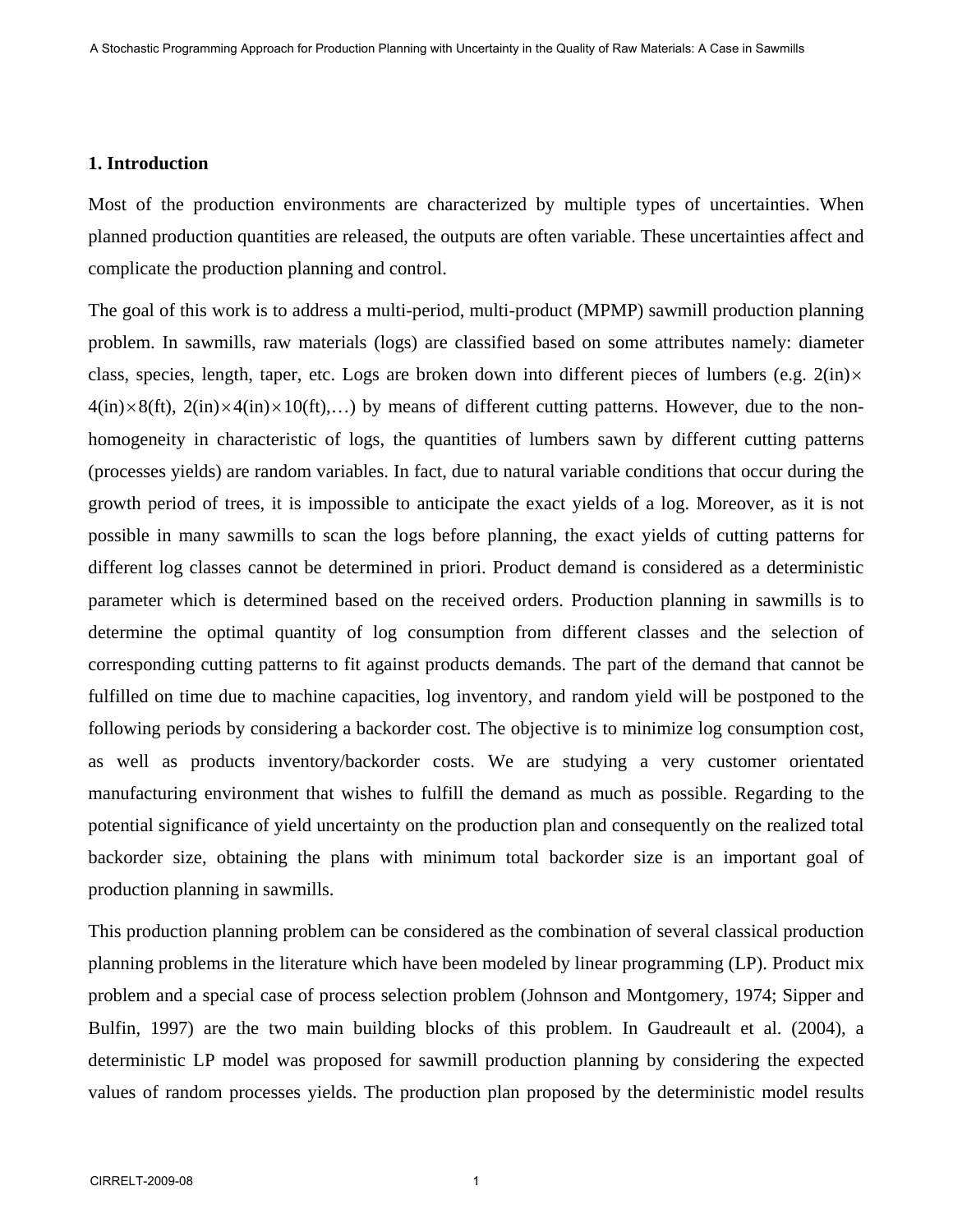## 1. Introduction

Most of the production environments are characterized by multiple types of uncertainties. When planned production quantities are released, the outputs are often variable. These uncertainties affect and complicate the production planning and control.

The goal of this work is to address a multi-period, multi-product (MPMP) sawmill production planning problem. In sawmills, raw materials (logs) are classified based on some attributes namely: diameter class, species, length, taper, etc. Logs are broken down into different pieces of lumbers (e.g. 2(in)$\times$ 4(in)$\times$8(ft), 2(in)$\times$4(in)$\times$10(ft),…) by means of different cutting patterns. However, due to the non-homogeneity in characteristic of logs, the quantities of lumbers sawn by different cutting patterns (processes yields) are random variables. In fact, due to natural variable conditions that occur during the growth period of trees, it is impossible to anticipate the exact yields of a log. Moreover, as it is not possible in many sawmills to scan the logs before planning, the exact yields of cutting patterns for different log classes cannot be determined in priori. Product demand is considered as a deterministic parameter which is determined based on the received orders. Production planning in sawmills is to determine the optimal quantity of log consumption from different classes and the selection of corresponding cutting patterns to fit against products demands. The part of the demand that cannot be fulfilled on time due to machine capacities, log inventory, and random yield will be postponed to the following periods by considering a backorder cost. The objective is to minimize log consumption cost, as well as products inventory/backorder costs. We are studying a very customer orientated manufacturing environment that wishes to fulfill the demand as much as possible. Regarding to the potential significance of yield uncertainty on the production plan and consequently on the realized total backorder size, obtaining the plans with minimum total backorder size is an important goal of production planning in sawmills.

This production planning problem can be considered as the combination of several classical production planning problems in the literature which have been modeled by linear programming (LP). Product mix problem and a special case of process selection problem (Johnson and Montgomery, 1974; Sipper and Bulfin, 1997) are the two main building blocks of this problem. In Gaudreault et al. (2004), a deterministic LP model was proposed for sawmill production planning by considering the expected values of random processes yields. The production plan proposed by the deterministic model results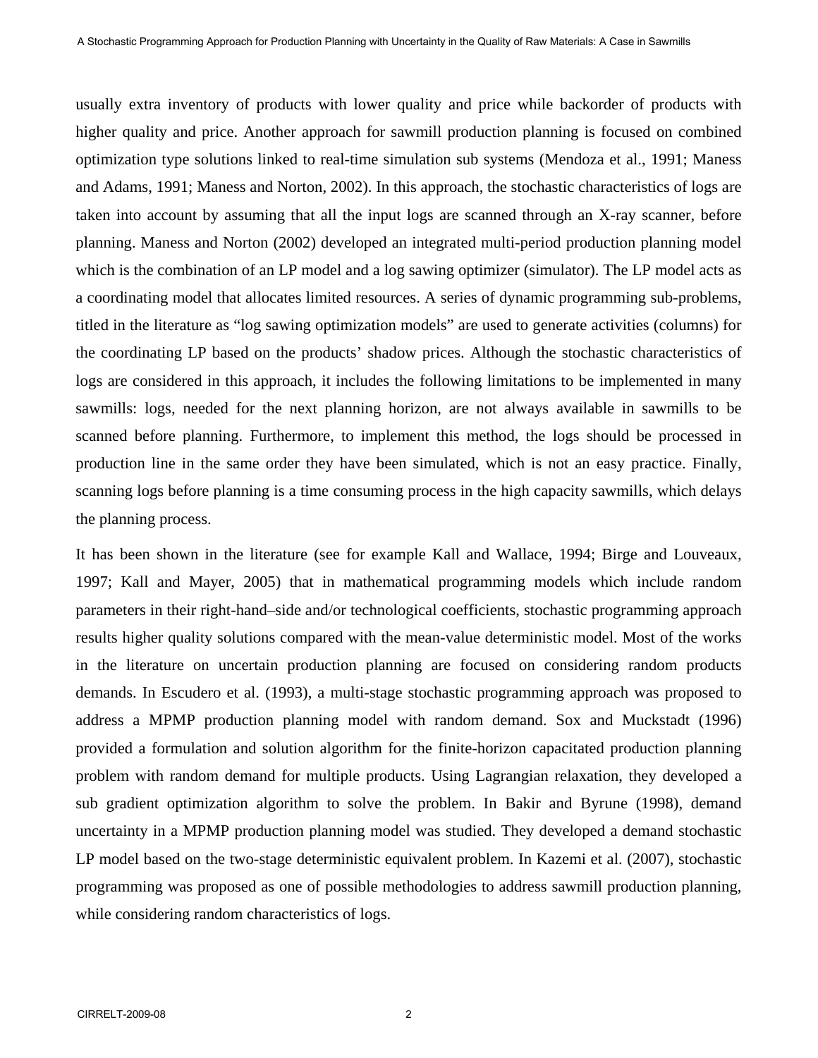usually extra inventory of products with lower quality and price while backorder of products with higher quality and price. Another approach for sawmill production planning is focused on combined optimization type solutions linked to real-time simulation sub systems (Mendoza et al., 1991; Maness and Adams, 1991; Maness and Norton, 2002). In this approach, the stochastic characteristics of logs are taken into account by assuming that all the input logs are scanned through an X-ray scanner, before planning. Maness and Norton (2002) developed an integrated multi-period production planning model which is the combination of an LP model and a log sawing optimizer (simulator). The LP model acts as a coordinating model that allocates limited resources. A series of dynamic programming sub-problems, titled in the literature as "log sawing optimization models" are used to generate activities (columns) for the coordinating LP based on the products' shadow prices. Although the stochastic characteristics of logs are considered in this approach, it includes the following limitations to be implemented in many sawmills: logs, needed for the next planning horizon, are not always available in sawmills to be scanned before planning. Furthermore, to implement this method, the logs should be processed in production line in the same order they have been simulated, which is not an easy practice. Finally, scanning logs before planning is a time consuming process in the high capacity sawmills, which delays the planning process.

It has been shown in the literature (see for example Kall and Wallace, 1994; Birge and Louveaux, 1997; Kall and Mayer, 2005) that in mathematical programming models which include random parameters in their right-hand–side and/or technological coefficients, stochastic programming approach results higher quality solutions compared with the mean-value deterministic model. Most of the works in the literature on uncertain production planning are focused on considering random products demands. In Escudero et al. (1993), a multi-stage stochastic programming approach was proposed to address a MPMP production planning model with random demand. Sox and Muckstadt (1996) provided a formulation and solution algorithm for the finite-horizon capacitated production planning problem with random demand for multiple products. Using Lagrangian relaxation, they developed a sub gradient optimization algorithm to solve the problem. In Bakir and Byrune (1998), demand uncertainty in a MPMP production planning model was studied. They developed a demand stochastic LP model based on the two-stage deterministic equivalent problem. In Kazemi et al. (2007), stochastic programming was proposed as one of possible methodologies to address sawmill production planning, while considering random characteristics of logs.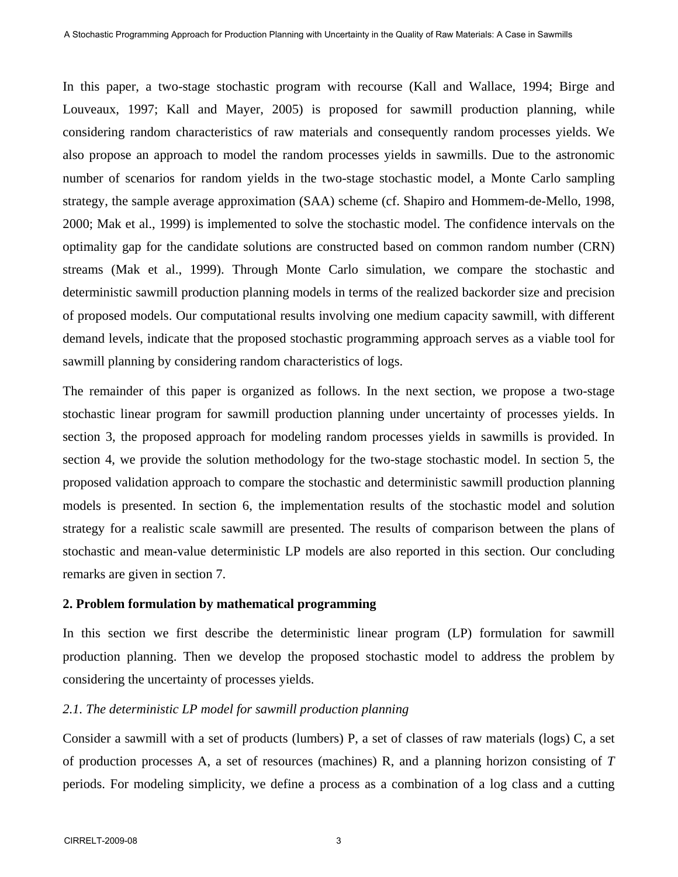In this paper, a two-stage stochastic program with recourse (Kall and Wallace, 1994; Birge and Louveaux, 1997; Kall and Mayer, 2005) is proposed for sawmill production planning, while considering random characteristics of raw materials and consequently random processes yields. We also propose an approach to model the random processes yields in sawmills. Due to the astronomic number of scenarios for random yields in the two-stage stochastic model, a Monte Carlo sampling strategy, the sample average approximation (SAA) scheme (cf. Shapiro and Hommem-de-Mello, 1998, 2000; Mak et al., 1999) is implemented to solve the stochastic model. The confidence intervals on the optimality gap for the candidate solutions are constructed based on common random number (CRN) streams (Mak et al., 1999). Through Monte Carlo simulation, we compare the stochastic and deterministic sawmill production planning models in terms of the realized backorder size and precision of proposed models. Our computational results involving one medium capacity sawmill, with different demand levels, indicate that the proposed stochastic programming approach serves as a viable tool for sawmill planning by considering random characteristics of logs.

The remainder of this paper is organized as follows. In the next section, we propose a two-stage stochastic linear program for sawmill production planning under uncertainty of processes yields. In section 3, the proposed approach for modeling random processes yields in sawmills is provided. In section 4, we provide the solution methodology for the two-stage stochastic model. In section 5, the proposed validation approach to compare the stochastic and deterministic sawmill production planning models is presented. In section 6, the implementation results of the stochastic model and solution strategy for a realistic scale sawmill are presented. The results of comparison between the plans of stochastic and mean-value deterministic LP models are also reported in this section. Our concluding remarks are given in section 7.

## 2. Problem formulation by mathematical programming

In this section we first describe the deterministic linear program (LP) formulation for sawmill production planning. Then we develop the proposed stochastic model to address the problem by considering the uncertainty of processes yields.

### *2.1. The deterministic LP model for sawmill production planning*

Consider a sawmill with a set of products (lumbers) P, a set of classes of raw materials (logs) C, a set of production processes A, a set of resources (machines) R, and a planning horizon consisting of $T$ periods. For modeling simplicity, we define a process as a combination of a log class and a cutting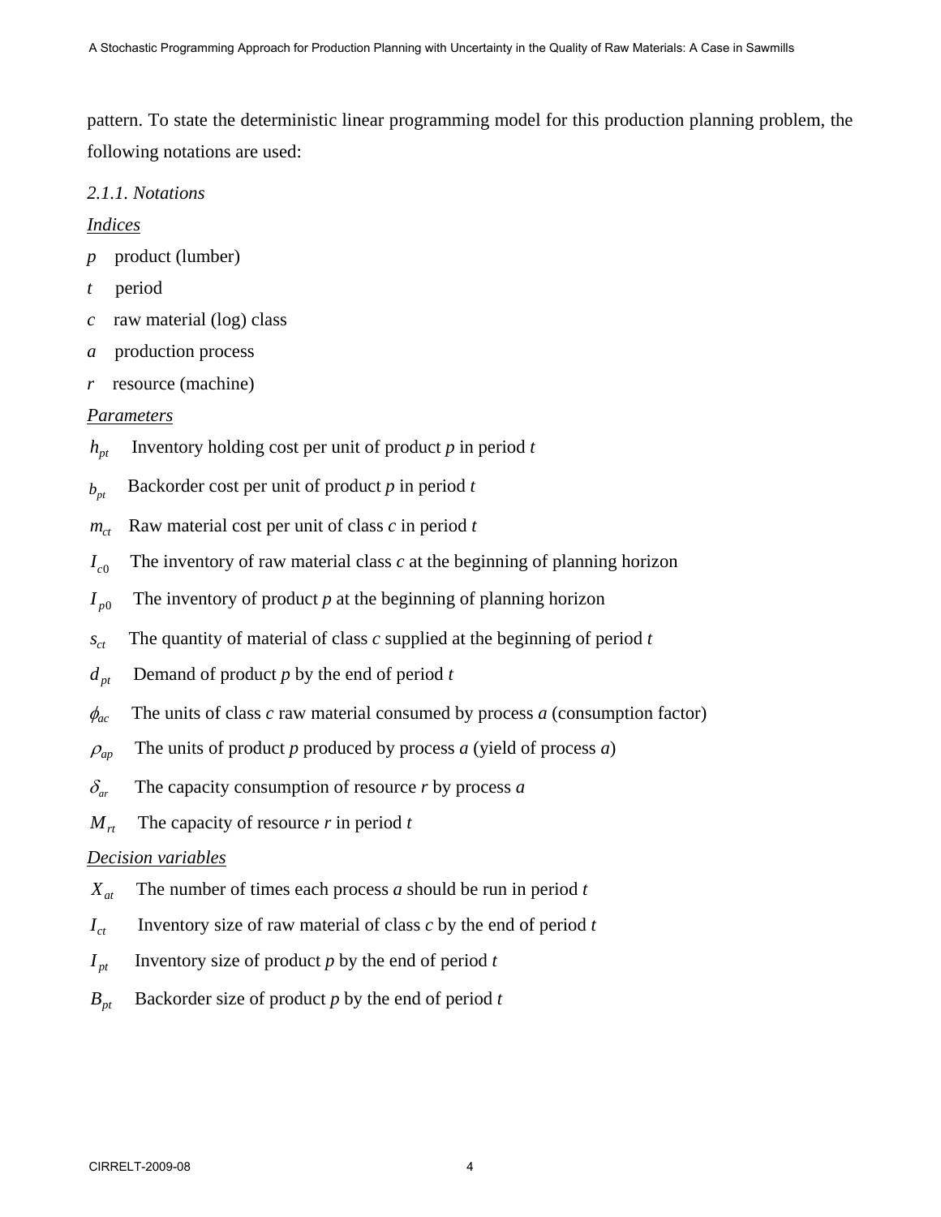pattern. To state the deterministic linear programming model for this production planning problem, the following notations are used:

*2.1.1. Notations*

<u>Indices</u>

$p$ product (lumber)

$t$ period

$c$ raw material (log) class

$a$ production process

$r$ resource (machine)

<u>Parameters</u>

$h_{pt}$ Inventory holding cost per unit of product $p$ in period $t$

$b_{pt}$ Backorder cost per unit of product $p$ in period $t$

$m_{ct}$ Raw material cost per unit of class $c$ in period $t$

$I_{c0}$ The inventory of raw material class $c$ at the beginning of planning horizon

$I_{p0}$ The inventory of product $p$ at the beginning of planning horizon

$s_{ct}$ The quantity of material of class $c$ supplied at the beginning of period $t$

$d_{pt}$ Demand of product $p$ by the end of period $t$

$\phi_{ac}$ The units of class $c$ raw material consumed by process $a$ (consumption factor)

$\rho_{ap}$ The units of product $p$ produced by process $a$ (yield of process $a$)

$\delta_{ar}$ The capacity consumption of resource $r$ by process $a$

$M_{rt}$ The capacity of resource $r$ in period $t$

<u>Decision variables</u>

$X_{at}$ The number of times each process $a$ should be run in period $t$

$I_{ct}$ Inventory size of raw material of class $c$ by the end of period $t$

$I_{pt}$ Inventory size of product $p$ by the end of period $t$

$B_{pt}$ Backorder size of product $p$ by the end of period $t$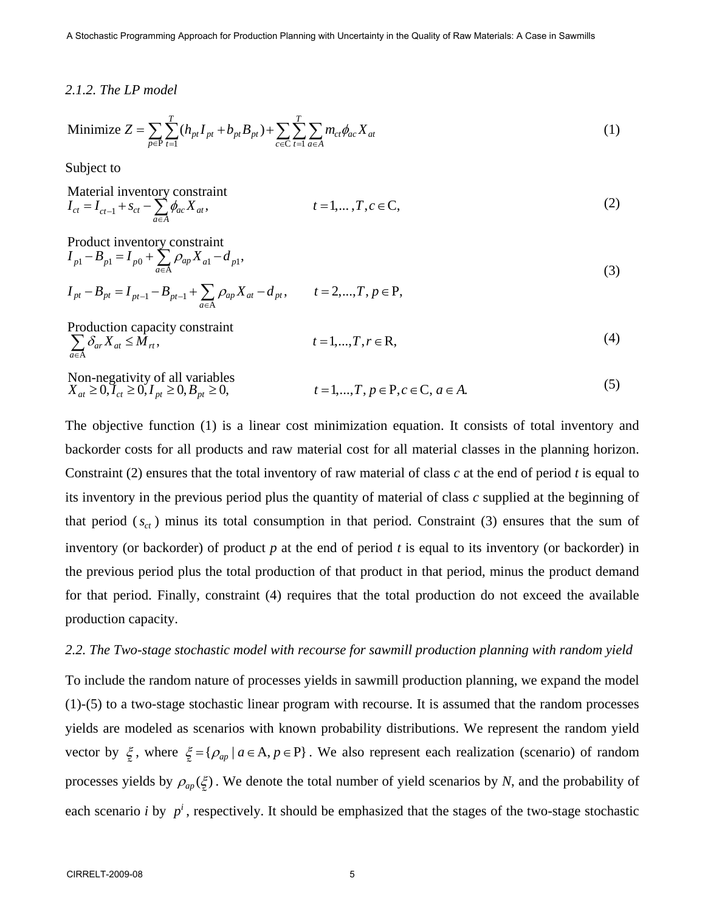### 2.1.2. The LP model

$$\text{Minimize } Z = \sum_{p \in \mathrm{P}} \sum_{t=1}^{T} (h_{pt} I_{pt} + b_{pt} B_{pt}) + \sum_{c \in \mathrm{C}} \sum_{t=1}^{T} \sum_{a \in A} m_{ct} \phi_{ac} X_{at} \tag{1}$$

Subject to

Material inventory constraint

$$I_{ct} = I_{ct-1} + s_{ct} - \sum_{a \in A} \phi_{ac} X_{at}, \qquad t = 1, \ldots, T, c \in \mathrm{C}, \tag{2}$$

Product inventory constraint

$$I_{p1} - B_{p1} = I_{p0} + \sum_{a \in \mathrm{A}} \rho_{ap} X_{a1} - d_{p1},$$

$$I_{pt} - B_{pt} = I_{pt-1} - B_{pt-1} + \sum_{a \in \mathrm{A}} \rho_{ap} X_{at} - d_{pt}, \qquad t = 2, \ldots, T, p \in \mathrm{P}, \tag{3}$$

Production capacity constraint

$$\sum_{a \in \mathrm{A}} \delta_{ar} X_{at} \leq M_{rt}, \qquad t = 1, \ldots, T, r \in \mathrm{R}, \tag{4}$$

Non-negativity of all variables

$$X_{at} \geq 0, I_{ct} \geq 0, I_{pt} \geq 0, B_{pt} \geq 0, \qquad t = 1, \ldots, T, p \in \mathrm{P}, c \in \mathrm{C}, a \in A. \tag{5}$$

The objective function (1) is a linear cost minimization equation. It consists of total inventory and backorder costs for all products and raw material cost for all material classes in the planning horizon. Constraint (2) ensures that the total inventory of raw material of class *c* at the end of period *t* is equal to its inventory in the previous period plus the quantity of material of class *c* supplied at the beginning of that period ($s_{ct}$) minus its total consumption in that period. Constraint (3) ensures that the sum of inventory (or backorder) of product *p* at the end of period *t* is equal to its inventory (or backorder) in the previous period plus the total production of that product in that period, minus the product demand for that period. Finally, constraint (4) requires that the total production do not exceed the available production capacity.

### 2.2. The Two-stage stochastic model with recourse for sawmill production planning with random yield

To include the random nature of processes yields in sawmill production planning, we expand the model (1)-(5) to a two-stage stochastic linear program with recourse. It is assumed that the random processes yields are modeled as scenarios with known probability distributions. We represent the random yield vector by $\underset{\sim}{\xi}$, where $\underset{\sim}{\xi} = \{\rho_{ap} \mid a \in \mathrm{A}, p \in \mathrm{P}\}$. We also represent each realization (scenario) of random processes yields by $\rho_{ap}(\underset{\sim}{\xi})$. We denote the total number of yield scenarios by *N*, and the probability of each scenario *i* by $p^i$, respectively. It should be emphasized that the stages of the two-stage stochastic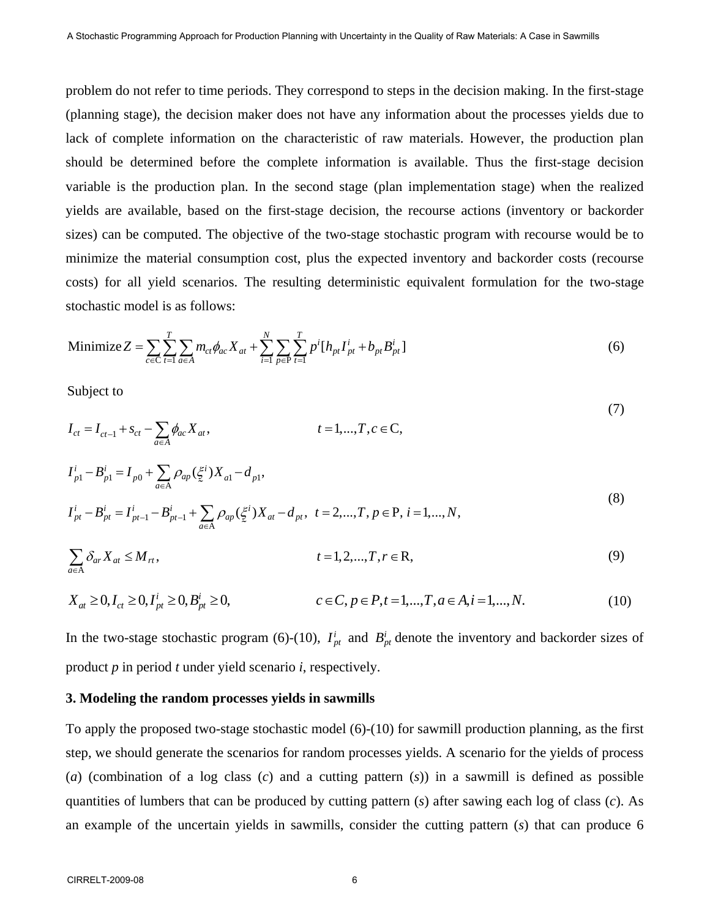problem do not refer to time periods. They correspond to steps in the decision making. In the first-stage (planning stage), the decision maker does not have any information about the processes yields due to lack of complete information on the characteristic of raw materials. However, the production plan should be determined before the complete information is available. Thus the first-stage decision variable is the production plan. In the second stage (plan implementation stage) when the realized yields are available, based on the first-stage decision, the recourse actions (inventory or backorder sizes) can be computed. The objective of the two-stage stochastic program with recourse would be to minimize the material consumption cost, plus the expected inventory and backorder costs (recourse costs) for all yield scenarios. The resulting deterministic equivalent formulation for the two-stage stochastic model is as follows:

$$\text{Minimize}\, Z = \sum_{c\in \mathrm{C}}\sum_{t=1}^{T}\sum_{a\in A} m_{ct}\phi_{ac}X_{at} + \sum_{i=1}^{N}\sum_{p\in \mathrm{P}}\sum_{t=1}^{T} p^{i}[h_{pt}I_{pt}^{i} + b_{pt}B_{pt}^{i}] \tag{6}$$

Subject to

$$I_{ct} = I_{ct-1} + s_{ct} - \sum_{a\in A}\phi_{ac}X_{at}, \qquad t = 1,...,T, c\in \mathrm{C}, \tag{7}$$

$$I_{p1}^{i} - B_{p1}^{i} = I_{p0} + \sum_{a\in \mathrm{A}}\rho_{ap}(\underset{\sim}{\xi}^{i})X_{a1} - d_{p1},$$

$$I_{pt}^{i} - B_{pt}^{i} = I_{pt-1}^{i} - B_{pt-1}^{i} + \sum_{a\in \mathrm{A}}\rho_{ap}(\underset{\sim}{\xi}^{i})X_{at} - d_{pt}, \quad t = 2,...,T, p\in \mathrm{P}, i = 1,...,N, \tag{8}$$

$$\sum_{a\in \mathrm{A}}\delta_{ar}X_{at} \le M_{rt}, \qquad t = 1,2,...,T, r\in \mathrm{R}, \tag{9}$$

$$X_{at} \ge 0, I_{ct} \ge 0, I_{pt}^{i} \ge 0, B_{pt}^{i} \ge 0, \qquad c\in C, p\in P, t = 1,...,T, a\in A, i = 1,...,N. \tag{10}$$

In the two-stage stochastic program (6)-(10), $I_{pt}^{i}$ and $B_{pt}^{i}$ denote the inventory and backorder sizes of product *p* in period *t* under yield scenario *i*, respectively.

### 3. Modeling the random processes yields in sawmills

To apply the proposed two-stage stochastic model (6)-(10) for sawmill production planning, as the first step, we should generate the scenarios for random processes yields. A scenario for the yields of process (*a*) (combination of a log class (*c*) and a cutting pattern (*s*)) in a sawmill is defined as possible quantities of lumbers that can be produced by cutting pattern (*s*) after sawing each log of class (*c*). As an example of the uncertain yields in sawmills, consider the cutting pattern (*s*) that can produce 6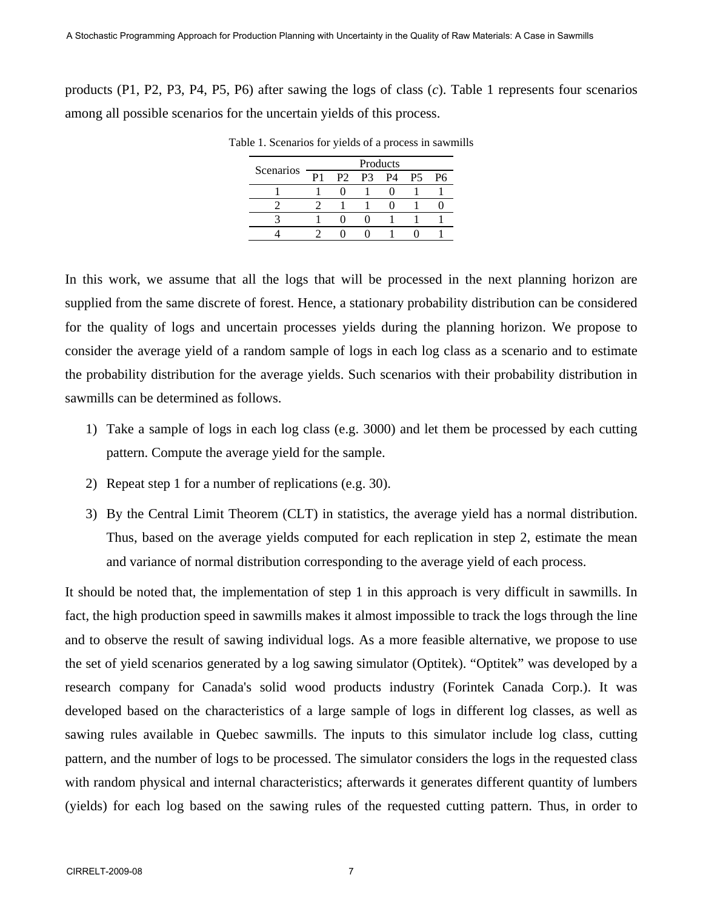products (P1, P2, P3, P4, P5, P6) after sawing the logs of class (*c*). Table 1 represents four scenarios among all possible scenarios for the uncertain yields of this process.

Table 1. Scenarios for yields of a process in sawmills

| Scenarios | Products | | | | | |
|---|---|---|---|---|---|---|
| | P1 | P2 | P3 | P4 | P5 | P6 |
| 1 | 1 | 0 | 1 | 0 | 1 | 1 |
| 2 | 2 | 1 | 1 | 0 | 1 | 0 |
| 3 | 1 | 0 | 0 | 1 | 1 | 1 |
| 4 | 2 | 0 | 0 | 1 | 0 | 1 |

In this work, we assume that all the logs that will be processed in the next planning horizon are supplied from the same discrete of forest. Hence, a stationary probability distribution can be considered for the quality of logs and uncertain processes yields during the planning horizon. We propose to consider the average yield of a random sample of logs in each log class as a scenario and to estimate the probability distribution for the average yields. Such scenarios with their probability distribution in sawmills can be determined as follows.

1) Take a sample of logs in each log class (e.g. 3000) and let them be processed by each cutting pattern. Compute the average yield for the sample.
2) Repeat step 1 for a number of replications (e.g. 30).
3) By the Central Limit Theorem (CLT) in statistics, the average yield has a normal distribution. Thus, based on the average yields computed for each replication in step 2, estimate the mean and variance of normal distribution corresponding to the average yield of each process.

It should be noted that, the implementation of step 1 in this approach is very difficult in sawmills. In fact, the high production speed in sawmills makes it almost impossible to track the logs through the line and to observe the result of sawing individual logs. As a more feasible alternative, we propose to use the set of yield scenarios generated by a log sawing simulator (Optitek). "Optitek" was developed by a research company for Canada's solid wood products industry (Forintek Canada Corp.). It was developed based on the characteristics of a large sample of logs in different log classes, as well as sawing rules available in Quebec sawmills. The inputs to this simulator include log class, cutting pattern, and the number of logs to be processed. The simulator considers the logs in the requested class with random physical and internal characteristics; afterwards it generates different quantity of lumbers (yields) for each log based on the sawing rules of the requested cutting pattern. Thus, in order to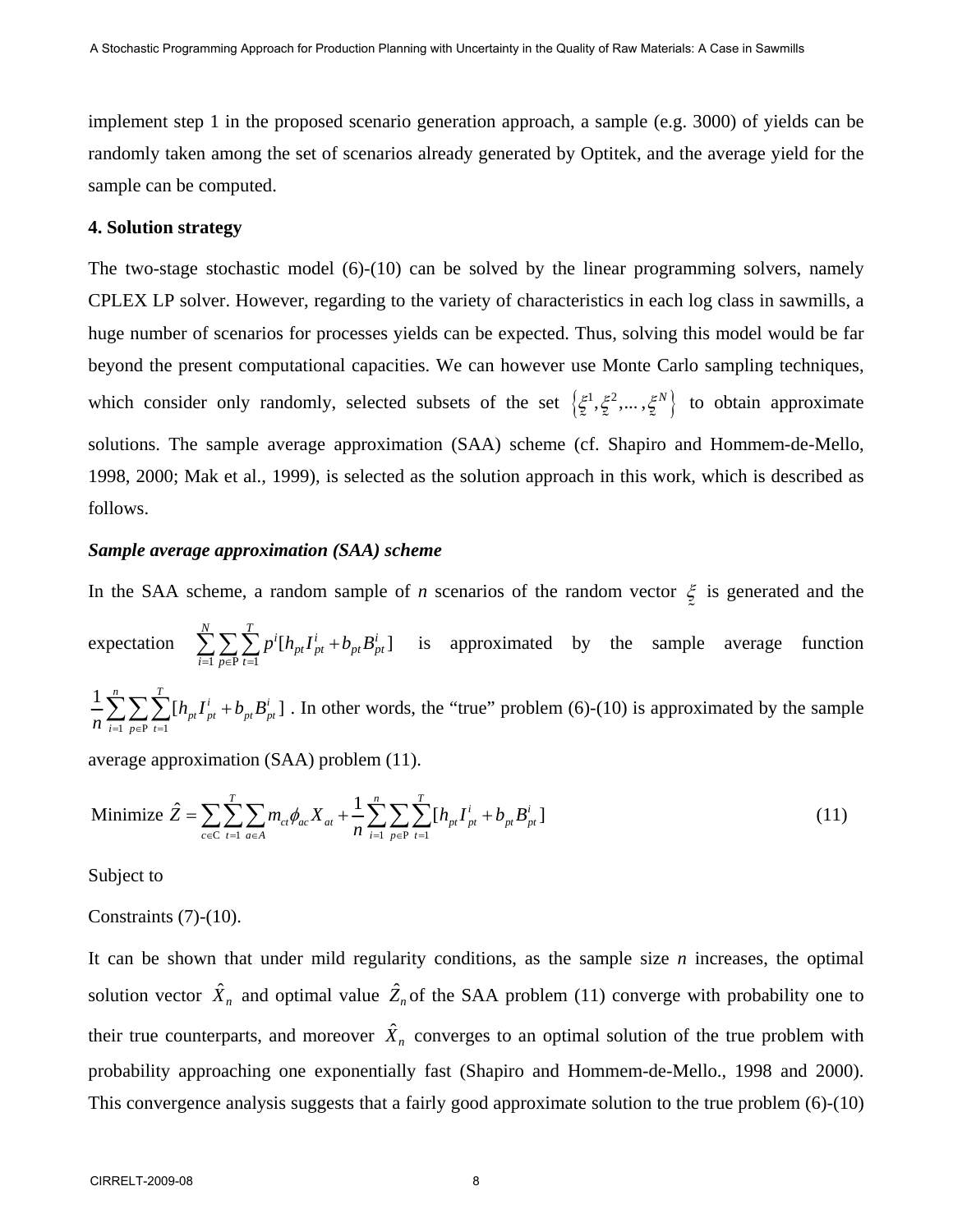implement step 1 in the proposed scenario generation approach, a sample (e.g. 3000) of yields can be randomly taken among the set of scenarios already generated by Optitek, and the average yield for the sample can be computed.

## 4. Solution strategy

The two-stage stochastic model (6)-(10) can be solved by the linear programming solvers, namely CPLEX LP solver. However, regarding to the variety of characteristics in each log class in sawmills, a huge number of scenarios for processes yields can be expected. Thus, solving this model would be far beyond the present computational capacities. We can however use Monte Carlo sampling techniques, which consider only randomly, selected subsets of the set $\{\underset{\sim}{\xi}^1, \underset{\sim}{\xi}^2, \ldots, \underset{\sim}{\xi}^N\}$ to obtain approximate solutions. The sample average approximation (SAA) scheme (cf. Shapiro and Hommem-de-Mello, 1998, 2000; Mak et al., 1999), is selected as the solution approach in this work, which is described as follows.

### *Sample average approximation (SAA) scheme*

In the SAA scheme, a random sample of *n* scenarios of the random vector $\underset{\sim}{\xi}$ is generated and the expectation $\sum_{i=1}^{N}\sum_{p\in \mathrm{P}}\sum_{t=1}^{T} p^i[h_{pt}I_{pt}^i + b_{pt}B_{pt}^i]$ is approximated by the sample average function $\frac{1}{n}\sum_{i=1}^{n}\sum_{p\in \mathrm{P}}\sum_{t=1}^{T}[h_{pt}I_{pt}^i + b_{pt}B_{pt}^i]$. In other words, the "true" problem (6)-(10) is approximated by the sample average approximation (SAA) problem (11).

$$\text{Minimize } \hat{Z} = \sum_{c\in \mathrm{C}}\sum_{t=1}^{T}\sum_{a\in A} m_{ct}\phi_{ac}X_{at} + \frac{1}{n}\sum_{i=1}^{n}\sum_{p\in \mathrm{P}}\sum_{t=1}^{T}[h_{pt}I_{pt}^i + b_{pt}B_{pt}^i] \tag{11}$$

Subject to

Constraints (7)-(10).

It can be shown that under mild regularity conditions, as the sample size *n* increases, the optimal solution vector $\hat{X}_n$ and optimal value $\hat{Z}_n$ of the SAA problem (11) converge with probability one to their true counterparts, and moreover $\hat{X}_n$ converges to an optimal solution of the true problem with probability approaching one exponentially fast (Shapiro and Hommem-de-Mello., 1998 and 2000). This convergence analysis suggests that a fairly good approximate solution to the true problem (6)-(10)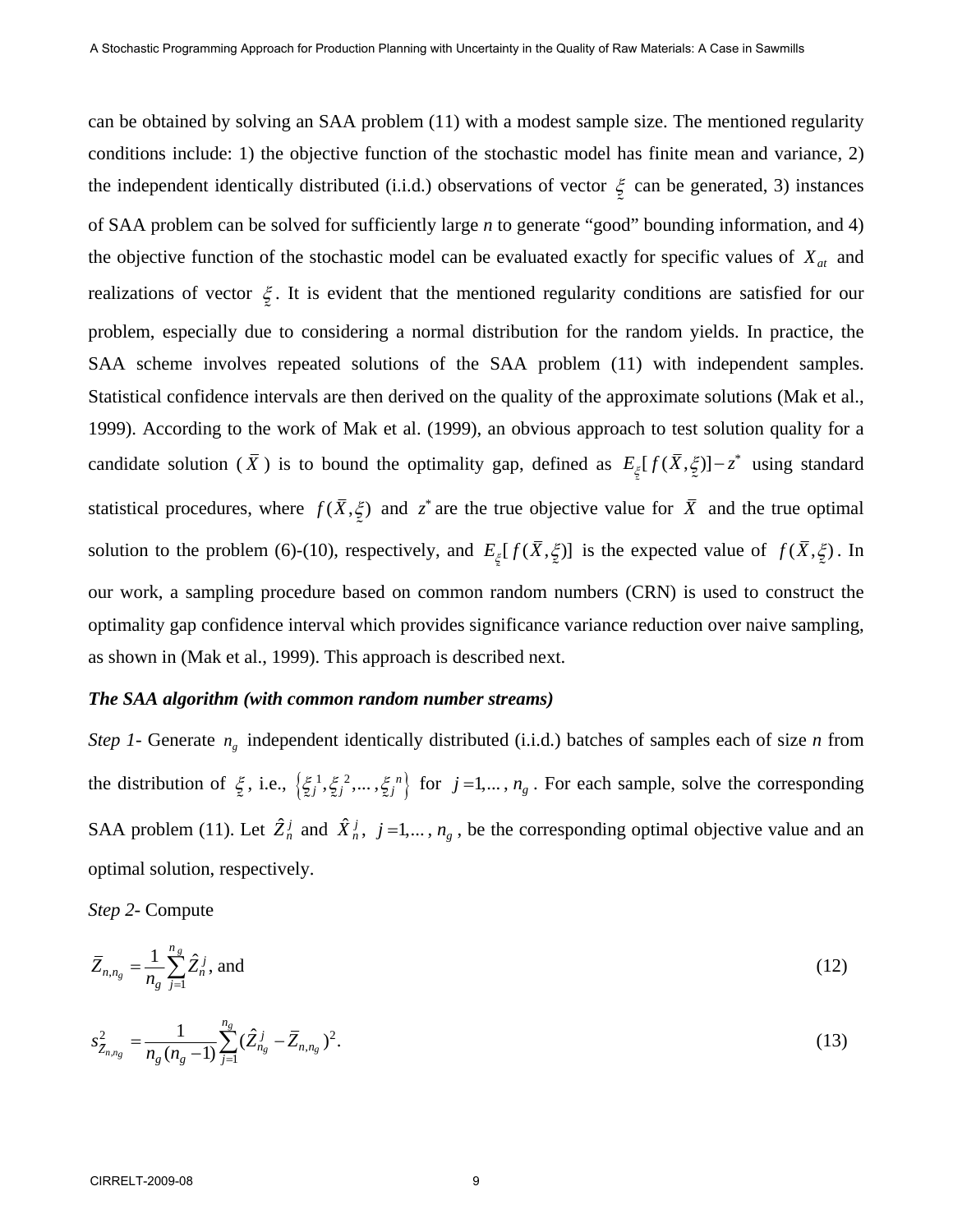can be obtained by solving an SAA problem (11) with a modest sample size. The mentioned regularity conditions include: 1) the objective function of the stochastic model has finite mean and variance, 2) the independent identically distributed (i.i.d.) observations of vector $\underset{\sim}{\xi}$ can be generated, 3) instances of SAA problem can be solved for sufficiently large *n* to generate "good" bounding information, and 4) the objective function of the stochastic model can be evaluated exactly for specific values of $X_{at}$ and realizations of vector $\underset{\sim}{\xi}$. It is evident that the mentioned regularity conditions are satisfied for our problem, especially due to considering a normal distribution for the random yields. In practice, the SAA scheme involves repeated solutions of the SAA problem (11) with independent samples. Statistical confidence intervals are then derived on the quality of the approximate solutions (Mak et al., 1999). According to the work of Mak et al. (1999), an obvious approach to test solution quality for a candidate solution ($\bar{X}$) is to bound the optimality gap, defined as $E_{\underset{\sim}{\xi}}[f(\bar{X},\underset{\sim}{\xi})]-z^*$ using standard statistical procedures, where $f(\bar{X},\underset{\sim}{\xi})$ and $z^*$ are the true objective value for $\bar{X}$ and the true optimal solution to the problem (6)-(10), respectively, and $E_{\underset{\sim}{\xi}}[f(\bar{X},\underset{\sim}{\xi})]$ is the expected value of $f(\bar{X},\underset{\sim}{\xi})$. In our work, a sampling procedure based on common random numbers (CRN) is used to construct the optimality gap confidence interval which provides significance variance reduction over naive sampling, as shown in (Mak et al., 1999). This approach is described next.

***The SAA algorithm (with common random number streams)***

*Step 1*- Generate $n_g$ independent identically distributed (i.i.d.) batches of samples each of size *n* from the distribution of $\underset{\sim}{\xi}$, i.e., $\left\{\underset{\sim}{\xi}_j^1,\underset{\sim}{\xi}_j^2,\dots,\underset{\sim}{\xi}_j^n\right\}$ for $j=1,\dots,n_g$. For each sample, solve the corresponding SAA problem (11). Let $\hat{Z}_n^j$ and $\hat{X}_n^j$, $j=1,\dots,n_g$, be the corresponding optimal objective value and an optimal solution, respectively.

*Step 2*- Compute

$$\bar{Z}_{n,n_g}=\frac{1}{n_g}\sum_{j=1}^{n_g}\hat{Z}_n^j \text{, and} \tag{12}$$

$$s_{Z_{n,n_g}}^2=\frac{1}{n_g(n_g-1)}\sum_{j=1}^{n_g}(\hat{Z}_{n_g}^j-\bar{Z}_{n,n_g})^2. \tag{13}$$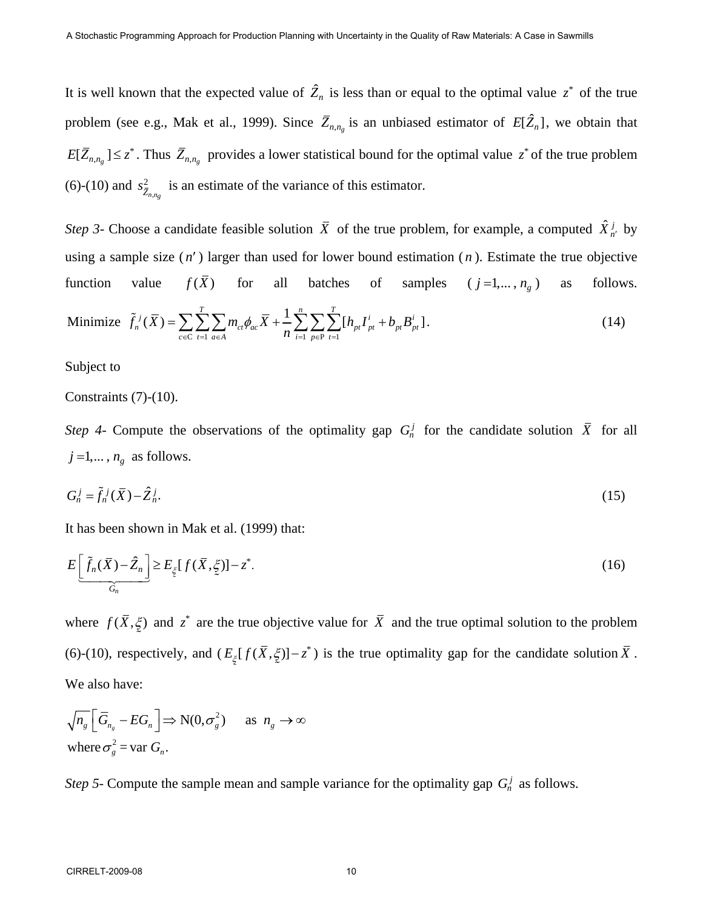It is well known that the expected value of $\hat{Z}_n$ is less than or equal to the optimal value $z^*$ of the true problem (see e.g., Mak et al., 1999). Since $\bar{Z}_{n,n_g}$ is an unbiased estimator of $E[\hat{Z}_n]$, we obtain that $E[\bar{Z}_{n,n_g}] \le z^*$. Thus $\bar{Z}_{n,n_g}$ provides a lower statistical bound for the optimal value $z^*$ of the true problem (6)-(10) and $s^2_{\bar{Z}_{n,ng}}$ is an estimate of the variance of this estimator.

*Step 3-* Choose a candidate feasible solution $\bar{X}$ of the true problem, for example, a computed $\hat{X}^j_{n'}$ by using a sample size ($n'$) larger than used for lower bound estimation ($n$). Estimate the true objective function value $f(\bar{X})$ for all batches of samples ($j=1,\ldots,n_g$) as follows.

$$\text{Minimize} \quad \tilde{f}^j_n(\bar{X}) = \sum_{c\in\mathrm{C}}\sum_{t=1}^{T}\sum_{a\in A} m_{ct}\phi_{ac}\bar{X} + \frac{1}{n}\sum_{i=1}^{n}\sum_{p\in\mathrm{P}}\sum_{t=1}^{T}[h_{pt}I^i_{pt} + b_{pt}B^i_{pt}]. \tag{14}$$

Subject to

Constraints (7)-(10).

*Step 4-* Compute the observations of the optimality gap $G^j_n$ for the candidate solution $\bar{X}$ for all $j=1,\ldots,n_g$ as follows.

$$G^j_n = \tilde{f}^j_n(\bar{X}) - \hat{Z}^j_n. \tag{15}$$

It has been shown in Mak et al. (1999) that:

$$E\Big[\underbrace{\tilde{f}_n(\bar{X}) - \hat{Z}_n}_{G_n}\Big] \ge E_{\underset{\sim}{\xi}}[f(\bar{X},\underset{\sim}{\xi})] - z^*. \tag{16}$$

where $f(\bar{X},\underset{\sim}{\xi})$ and $z^*$ are the true objective value for $\bar{X}$ and the true optimal solution to the problem (6)-(10), respectively, and ($E_{\underset{\sim}{\xi}}[f(\bar{X},\underset{\sim}{\xi})] - z^*$) is the true optimality gap for the candidate solution $\bar{X}$. We also have:

$$\sqrt{n_g}\left[\bar{G}_{n_g} - EG_n\right] \Rightarrow \mathrm{N}(0,\sigma_g^2) \quad \text{as } n_g \to \infty$$
$$\text{where } \sigma_g^2 = \mathrm{var}\, G_n.$$

*Step 5-* Compute the sample mean and sample variance for the optimality gap $G^j_n$ as follows.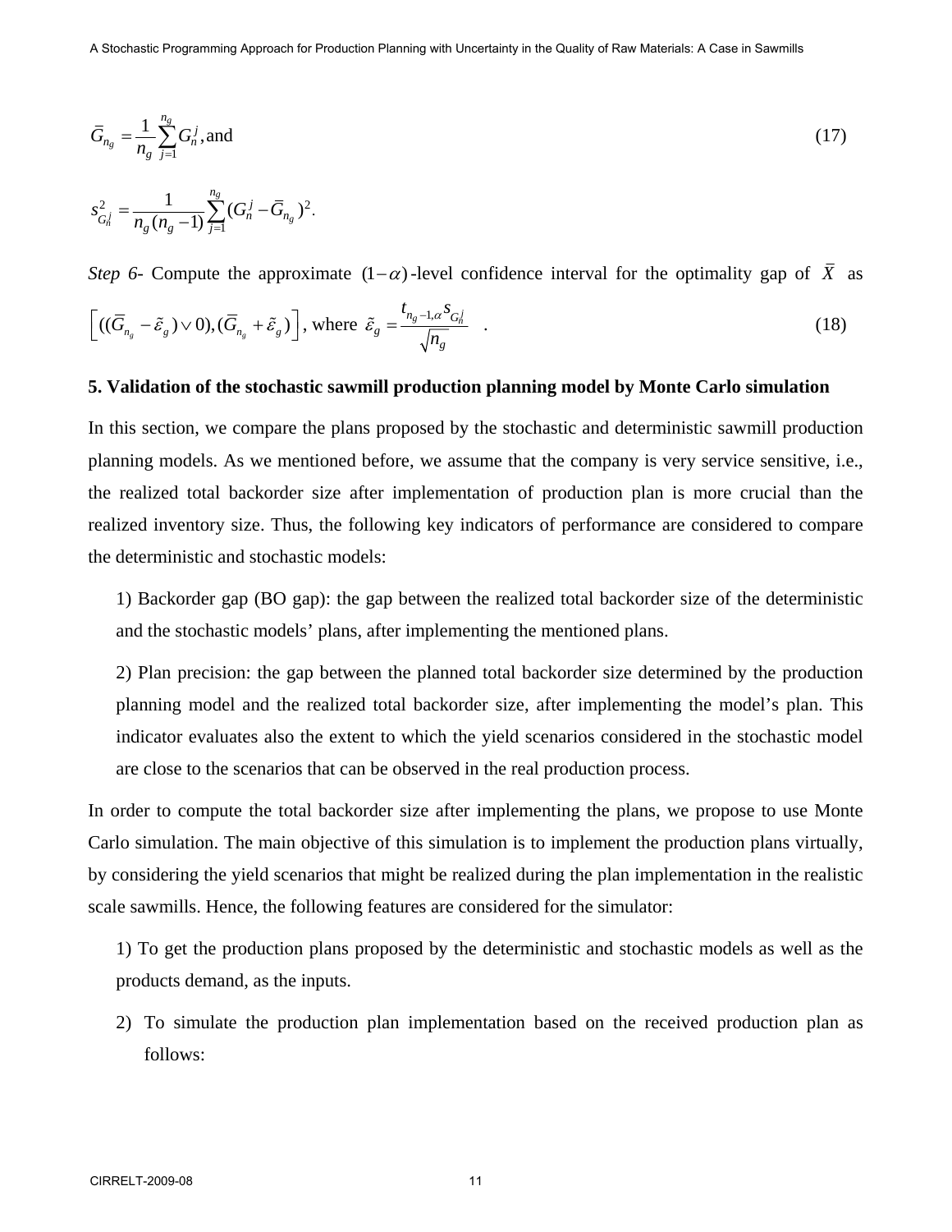$$\bar{G}_{n_g} = \frac{1}{n_g}\sum_{j=1}^{n_g} G_n^j, \text{and} \tag{17}$$

$$s_{G_n^j}^2 = \frac{1}{n_g(n_g-1)}\sum_{j=1}^{n_g}(G_n^j - \bar{G}_{n_g})^2.$$

*Step 6*- Compute the approximate $(1-\alpha)$-level confidence interval for the optimality gap of $\bar{X}$ as

$$\left[((\bar{G}_{n_g} - \tilde{\varepsilon}_g) \vee 0), (\bar{G}_{n_g} + \tilde{\varepsilon}_g)\right], \text{ where } \tilde{\varepsilon}_g = \frac{t_{n_g-1,\alpha}\, s_{G_n^j}}{\sqrt{n_g}} \quad . \tag{18}$$

**5. Validation of the stochastic sawmill production planning model by Monte Carlo simulation**

In this section, we compare the plans proposed by the stochastic and deterministic sawmill production planning models. As we mentioned before, we assume that the company is very service sensitive, i.e., the realized total backorder size after implementation of production plan is more crucial than the realized inventory size. Thus, the following key indicators of performance are considered to compare the deterministic and stochastic models:

1) Backorder gap (BO gap): the gap between the realized total backorder size of the deterministic and the stochastic models' plans, after implementing the mentioned plans.

2) Plan precision: the gap between the planned total backorder size determined by the production planning model and the realized total backorder size, after implementing the model's plan. This indicator evaluates also the extent to which the yield scenarios considered in the stochastic model are close to the scenarios that can be observed in the real production process.

In order to compute the total backorder size after implementing the plans, we propose to use Monte Carlo simulation. The main objective of this simulation is to implement the production plans virtually, by considering the yield scenarios that might be realized during the plan implementation in the realistic scale sawmills. Hence, the following features are considered for the simulator:

1) To get the production plans proposed by the deterministic and stochastic models as well as the products demand, as the inputs.

2) To simulate the production plan implementation based on the received production plan as follows: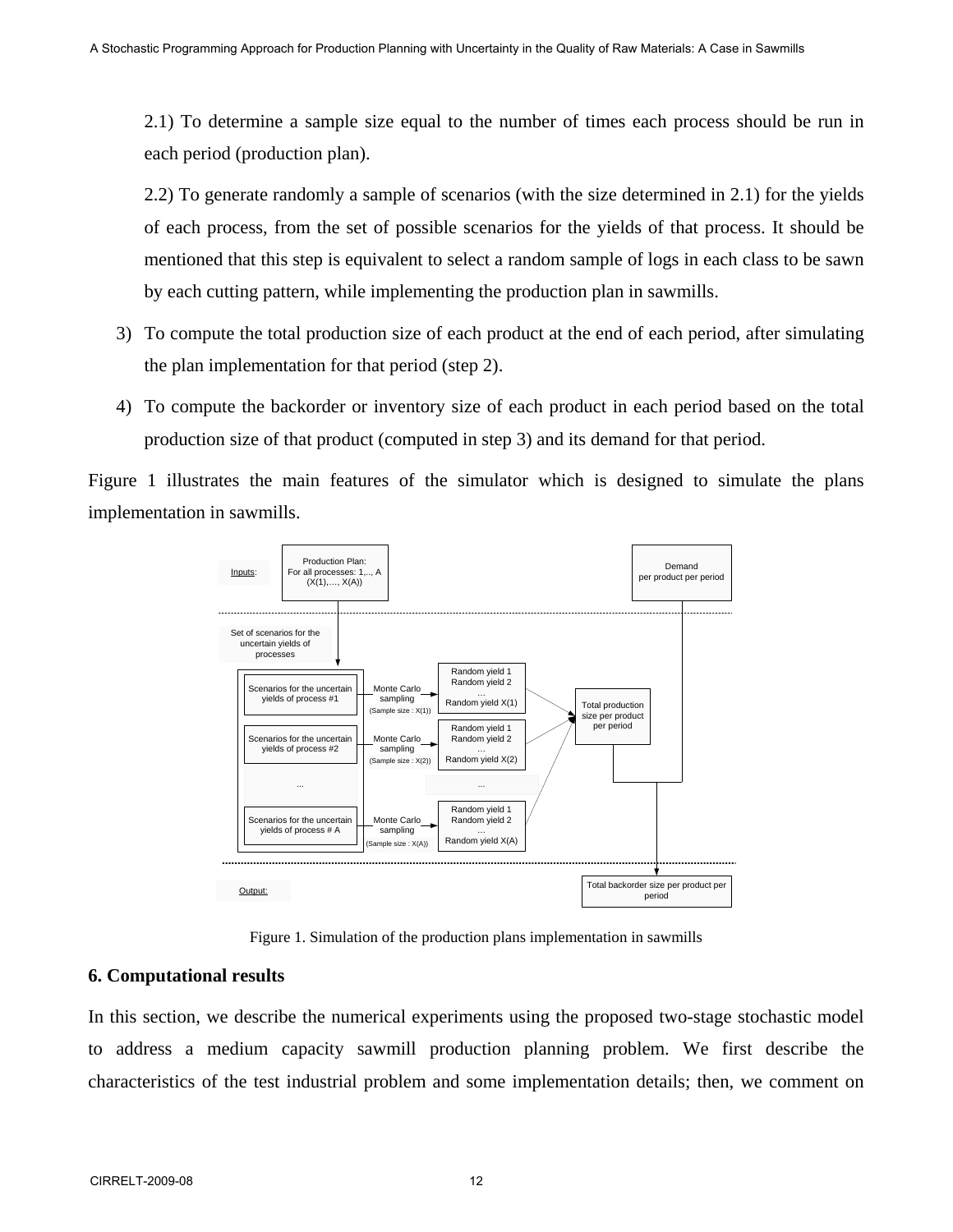2.1) To determine a sample size equal to the number of times each process should be run in each period (production plan).

2.2) To generate randomly a sample of scenarios (with the size determined in 2.1) for the yields of each process, from the set of possible scenarios for the yields of that process. It should be mentioned that this step is equivalent to select a random sample of logs in each class to be sawn by each cutting pattern, while implementing the production plan in sawmills.

3) To compute the total production size of each product at the end of each period, after simulating the plan implementation for that period (step 2).

4) To compute the backorder or inventory size of each product in each period based on the total production size of that product (computed in step 3) and its demand for that period.

Figure 1 illustrates the main features of the simulator which is designed to simulate the plans implementation in sawmills.

Figure 1. Simulation of the production plans implementation in sawmills

## 6. Computational results

In this section, we describe the numerical experiments using the proposed two-stage stochastic model to address a medium capacity sawmill production planning problem. We first describe the characteristics of the test industrial problem and some implementation details; then, we comment on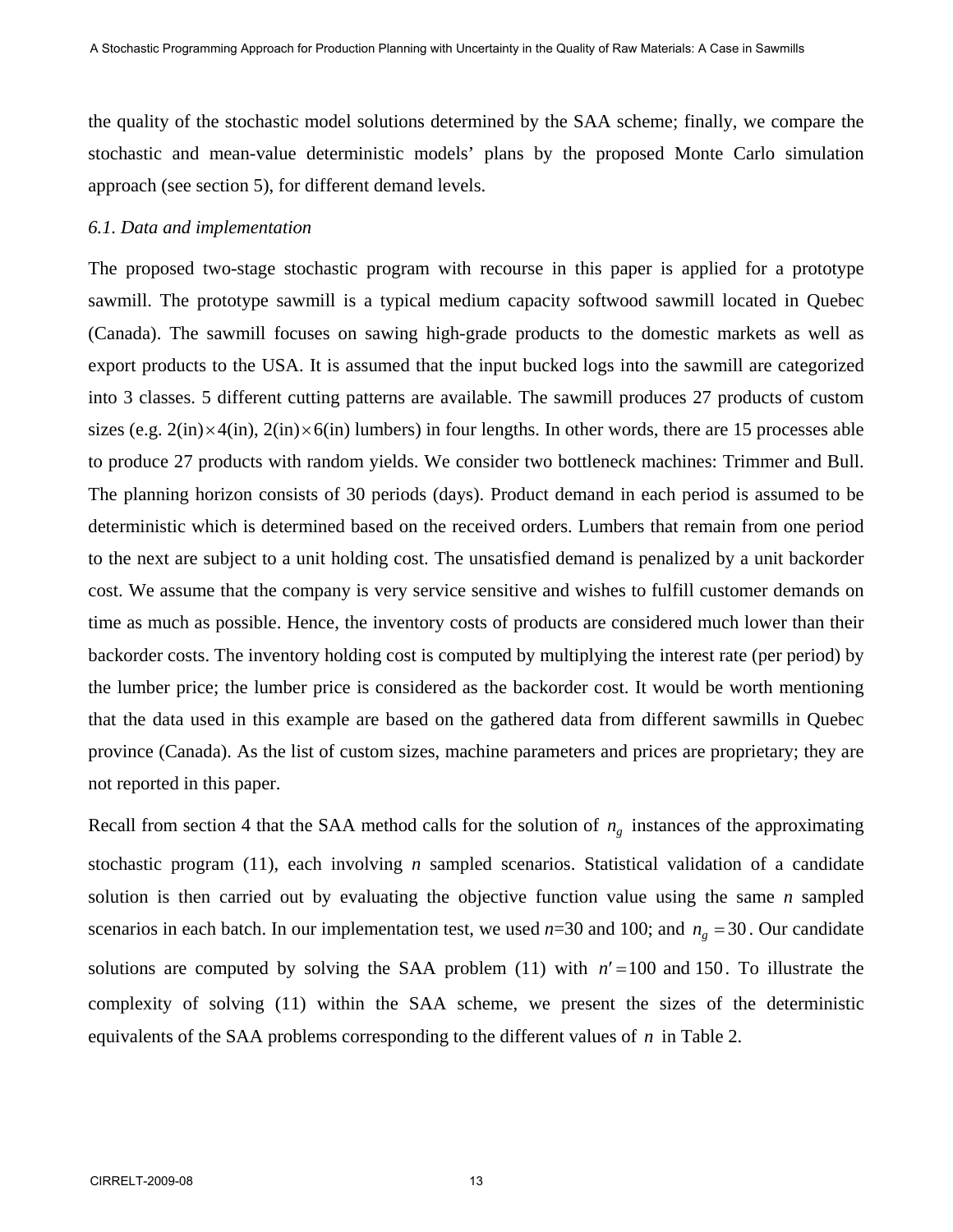the quality of the stochastic model solutions determined by the SAA scheme; finally, we compare the stochastic and mean-value deterministic models' plans by the proposed Monte Carlo simulation approach (see section 5), for different demand levels.

*6.1. Data and implementation*

The proposed two-stage stochastic program with recourse in this paper is applied for a prototype sawmill. The prototype sawmill is a typical medium capacity softwood sawmill located in Quebec (Canada). The sawmill focuses on sawing high-grade products to the domestic markets as well as export products to the USA. It is assumed that the input bucked logs into the sawmill are categorized into 3 classes. 5 different cutting patterns are available. The sawmill produces 27 products of custom sizes (e.g. 2(in)$\times$4(in), 2(in)$\times$6(in) lumbers) in four lengths. In other words, there are 15 processes able to produce 27 products with random yields. We consider two bottleneck machines: Trimmer and Bull. The planning horizon consists of 30 periods (days). Product demand in each period is assumed to be deterministic which is determined based on the received orders. Lumbers that remain from one period to the next are subject to a unit holding cost. The unsatisfied demand is penalized by a unit backorder cost. We assume that the company is very service sensitive and wishes to fulfill customer demands on time as much as possible. Hence, the inventory costs of products are considered much lower than their backorder costs. The inventory holding cost is computed by multiplying the interest rate (per period) by the lumber price; the lumber price is considered as the backorder cost. It would be worth mentioning that the data used in this example are based on the gathered data from different sawmills in Quebec province (Canada). As the list of custom sizes, machine parameters and prices are proprietary; they are not reported in this paper.

Recall from section 4 that the SAA method calls for the solution of $n_g$ instances of the approximating stochastic program (11), each involving $n$ sampled scenarios. Statistical validation of a candidate solution is then carried out by evaluating the objective function value using the same $n$ sampled scenarios in each batch. In our implementation test, we used $n$=30 and 100; and $n_g = 30$. Our candidate solutions are computed by solving the SAA problem (11) with $n' = 100$ and $150$. To illustrate the complexity of solving (11) within the SAA scheme, we present the sizes of the deterministic equivalents of the SAA problems corresponding to the different values of $n$ in Table 2.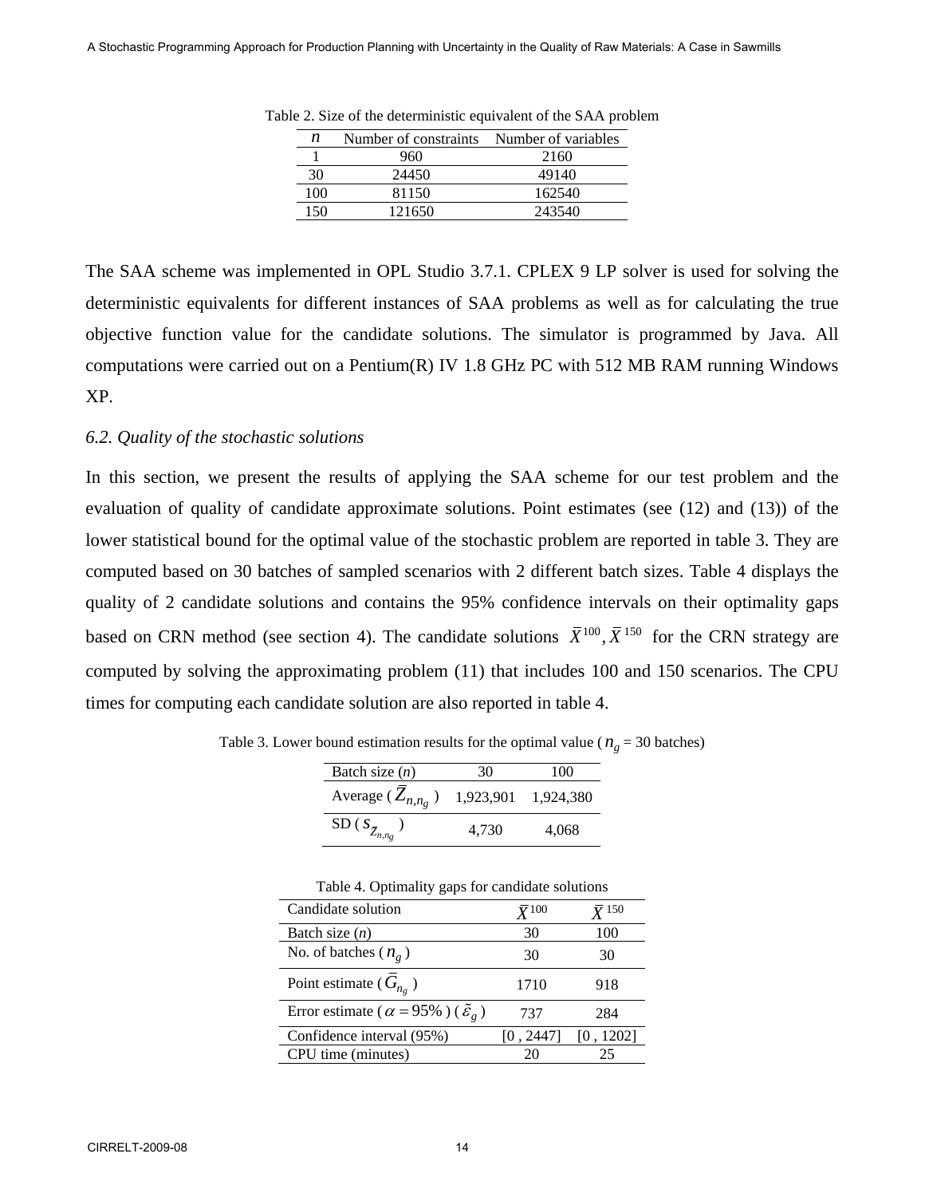Table 2. Size of the deterministic equivalent of the SAA problem

| $n$ | Number of constraints | Number of variables |
|---|---|---|
| 1 | 960 | 2160 |
| 30 | 24450 | 49140 |
| 100 | 81150 | 162540 |
| 150 | 121650 | 243540 |

The SAA scheme was implemented in OPL Studio 3.7.1. CPLEX 9 LP solver is used for solving the deterministic equivalents for different instances of SAA problems as well as for calculating the true objective function value for the candidate solutions. The simulator is programmed by Java. All computations were carried out on a Pentium(R) IV 1.8 GHz PC with 512 MB RAM running Windows XP.

### *6.2. Quality of the stochastic solutions*

In this section, we present the results of applying the SAA scheme for our test problem and the evaluation of quality of candidate approximate solutions. Point estimates (see (12) and (13)) of the lower statistical bound for the optimal value of the stochastic problem are reported in table 3. They are computed based on 30 batches of sampled scenarios with 2 different batch sizes. Table 4 displays the quality of 2 candidate solutions and contains the 95% confidence intervals on their optimality gaps based on CRN method (see section 4). The candidate solutions $\bar{X}^{100}, \bar{X}^{150}$ for the CRN strategy are computed by solving the approximating problem (11) that includes 100 and 150 scenarios. The CPU times for computing each candidate solution are also reported in table 4.

Table 3. Lower bound estimation results for the optimal value ($n_g$ = 30 batches)

| Batch size ($n$) | 30 | 100 |
|---|---|---|
| Average ($\bar{Z}_{n,n_g}$) | 1,923,901 | 1,924,380 |
| SD ($s_{\bar{Z}_{n,n_g}}$) | 4,730 | 4,068 |

Table 4. Optimality gaps for candidate solutions

| Candidate solution | $\bar{X}^{100}$ | $\bar{X}^{150}$ |
|---|---|---|
| Batch size ($n$) | 30 | 100 |
| No. of batches ($n_g$) | 30 | 30 |
| Point estimate ($\bar{G}_{n_g}$) | 1710 | 918 |
| Error estimate ($\alpha = 95\%$) ($\tilde{\varepsilon}_g$) | 737 | 284 |
| Confidence interval (95%) | [0 , 2447] | [0 , 1202] |
| CPU time (minutes) | 20 | 25 |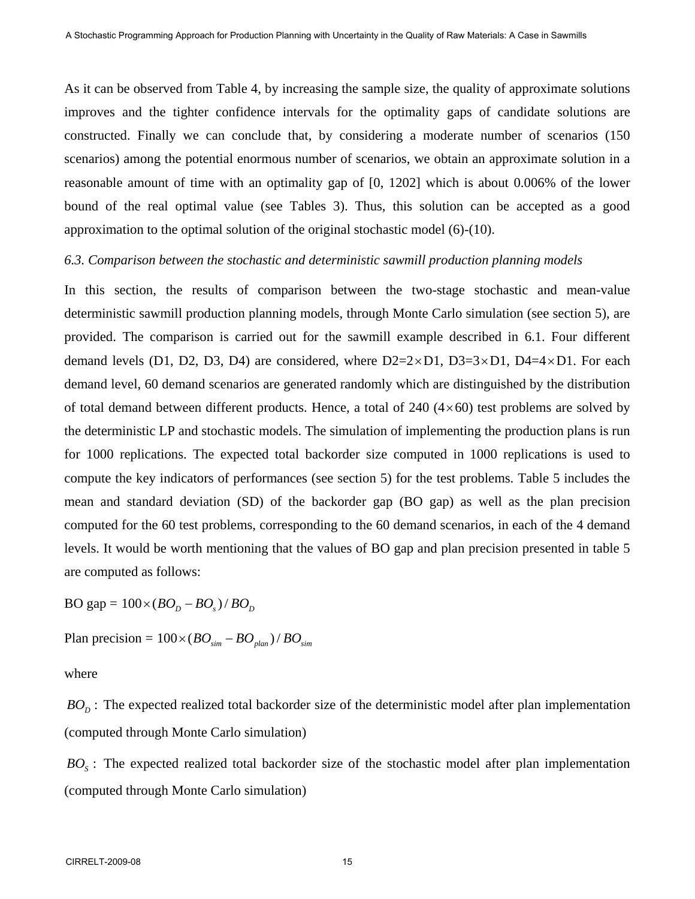As it can be observed from Table 4, by increasing the sample size, the quality of approximate solutions improves and the tighter confidence intervals for the optimality gaps of candidate solutions are constructed. Finally we can conclude that, by considering a moderate number of scenarios (150 scenarios) among the potential enormous number of scenarios, we obtain an approximate solution in a reasonable amount of time with an optimality gap of [0, 1202] which is about 0.006% of the lower bound of the real optimal value (see Tables 3). Thus, this solution can be accepted as a good approximation to the optimal solution of the original stochastic model (6)-(10).

*6.3. Comparison between the stochastic and deterministic sawmill production planning models*

In this section, the results of comparison between the two-stage stochastic and mean-value deterministic sawmill production planning models, through Monte Carlo simulation (see section 5), are provided. The comparison is carried out for the sawmill example described in 6.1. Four different demand levels (D1, D2, D3, D4) are considered, where D2=2$\times$D1, D3=3$\times$D1, D4=4$\times$D1. For each demand level, 60 demand scenarios are generated randomly which are distinguished by the distribution of total demand between different products. Hence, a total of 240 (4$\times$60) test problems are solved by the deterministic LP and stochastic models. The simulation of implementing the production plans is run for 1000 replications. The expected total backorder size computed in 1000 replications is used to compute the key indicators of performances (see section 5) for the test problems. Table 5 includes the mean and standard deviation (SD) of the backorder gap (BO gap) as well as the plan precision computed for the 60 test problems, corresponding to the 60 demand scenarios, in each of the 4 demand levels. It would be worth mentioning that the values of BO gap and plan precision presented in table 5 are computed as follows:

BO gap = $100 \times (BO_D - BO_s) / BO_D$

Plan precision = $100 \times (BO_{sim} - BO_{plan}) / BO_{sim}$

where

$BO_D$ : The expected realized total backorder size of the deterministic model after plan implementation (computed through Monte Carlo simulation)

$BO_S$ : The expected realized total backorder size of the stochastic model after plan implementation (computed through Monte Carlo simulation)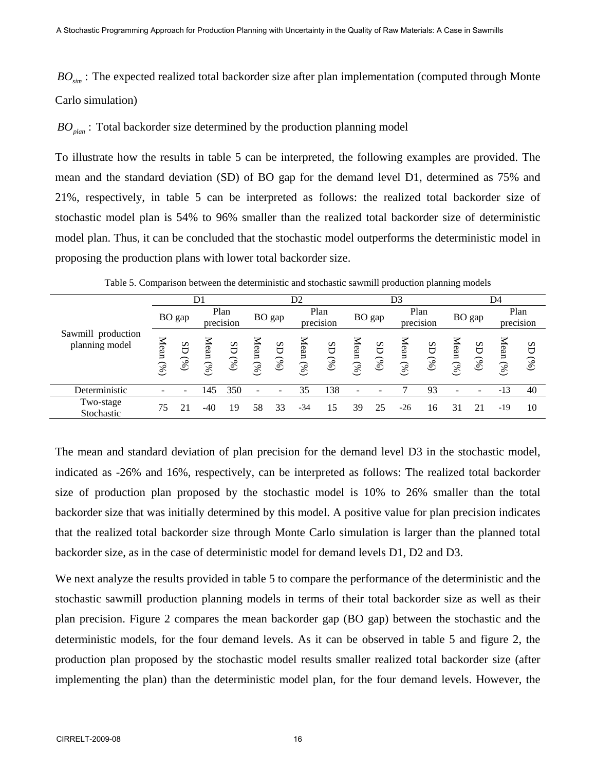$BO_{sim}$ : The expected realized total backorder size after plan implementation (computed through Monte Carlo simulation)

$BO_{plan}$ : Total backorder size determined by the production planning model

To illustrate how the results in table 5 can be interpreted, the following examples are provided. The mean and the standard deviation (SD) of BO gap for the demand level D1, determined as 75% and 21%, respectively, in table 5 can be interpreted as follows: the realized total backorder size of stochastic model plan is 54% to 96% smaller than the realized total backorder size of deterministic model plan. Thus, it can be concluded that the stochastic model outperforms the deterministic model in proposing the production plans with lower total backorder size.

Table 5. Comparison between the deterministic and stochastic sawmill production planning models

| Sawmill production planning model | D1 | | | | D2 | | | | D3 | | | | D4 | | | |
|---|---|---|---|---|---|---|---|---|---|---|---|---|---|---|---|---|
| | BO gap | | Plan precision | | BO gap | | Plan precision | | BO gap | | Plan precision | | BO gap | | Plan precision | |
| | Mean (%) | SD (%) | Mean (%) | SD (%) | Mean (%) | SD (%) | Mean (%) | SD (%) | Mean (%) | SD (%) | Mean (%) | SD (%) | Mean (%) | SD (%) | Mean (%) | SD (%) |
| Deterministic | - | - | 145 | 350 | - | - | 35 | 138 | - | - | 7 | 93 | - | - | -13 | 40 |
| Two-stage Stochastic | 75 | 21 | -40 | 19 | 58 | 33 | -34 | 15 | 39 | 25 | -26 | 16 | 31 | 21 | -19 | 10 |

The mean and standard deviation of plan precision for the demand level D3 in the stochastic model, indicated as -26% and 16%, respectively, can be interpreted as follows: The realized total backorder size of production plan proposed by the stochastic model is 10% to 26% smaller than the total backorder size that was initially determined by this model. A positive value for plan precision indicates that the realized total backorder size through Monte Carlo simulation is larger than the planned total backorder size, as in the case of deterministic model for demand levels D1, D2 and D3.

We next analyze the results provided in table 5 to compare the performance of the deterministic and the stochastic sawmill production planning models in terms of their total backorder size as well as their plan precision. Figure 2 compares the mean backorder gap (BO gap) between the stochastic and the deterministic models, for the four demand levels. As it can be observed in table 5 and figure 2, the production plan proposed by the stochastic model results smaller realized total backorder size (after implementing the plan) than the deterministic model plan, for the four demand levels. However, the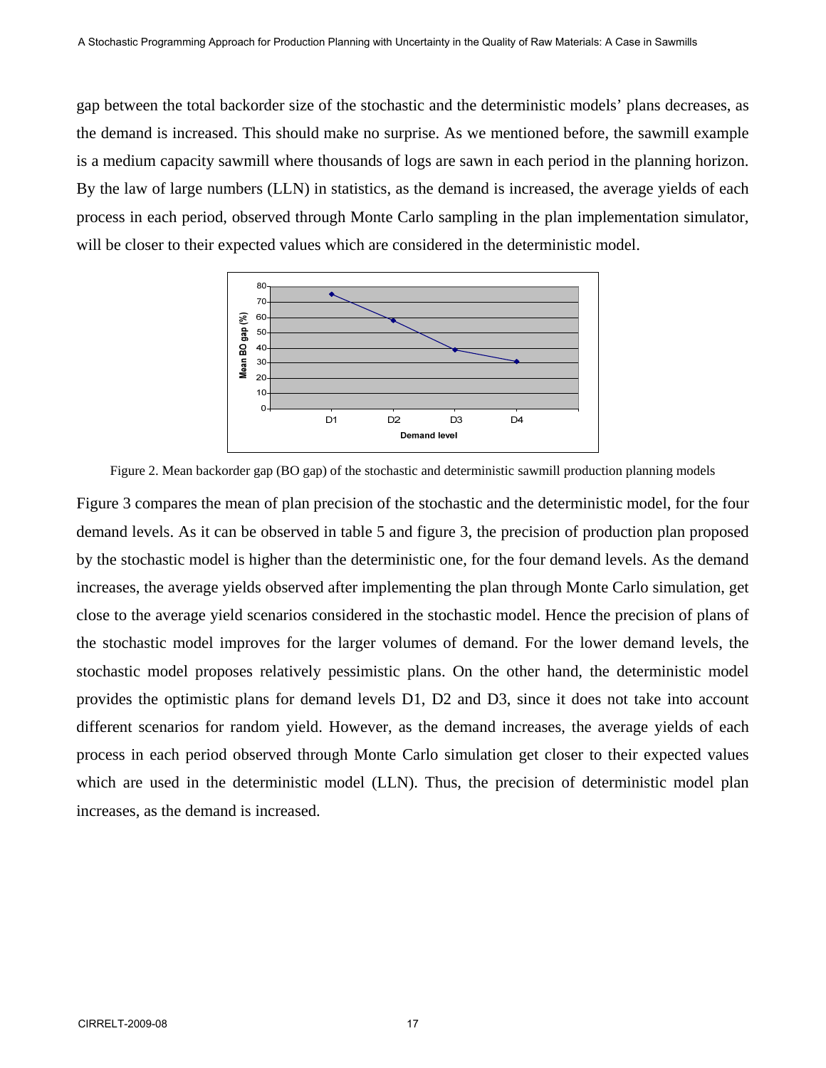gap between the total backorder size of the stochastic and the deterministic models' plans decreases, as the demand is increased. This should make no surprise. As we mentioned before, the sawmill example is a medium capacity sawmill where thousands of logs are sawn in each period in the planning horizon. By the law of large numbers (LLN) in statistics, as the demand is increased, the average yields of each process in each period, observed through Monte Carlo sampling in the plan implementation simulator, will be closer to their expected values which are considered in the deterministic model.

Figure 2. Mean backorder gap (BO gap) of the stochastic and deterministic sawmill production planning models

Figure 3 compares the mean of plan precision of the stochastic and the deterministic model, for the four demand levels. As it can be observed in table 5 and figure 3, the precision of production plan proposed by the stochastic model is higher than the deterministic one, for the four demand levels. As the demand increases, the average yields observed after implementing the plan through Monte Carlo simulation, get close to the average yield scenarios considered in the stochastic model. Hence the precision of plans of the stochastic model improves for the larger volumes of demand. For the lower demand levels, the stochastic model proposes relatively pessimistic plans. On the other hand, the deterministic model provides the optimistic plans for demand levels D1, D2 and D3, since it does not take into account different scenarios for random yield. However, as the demand increases, the average yields of each process in each period observed through Monte Carlo simulation get closer to their expected values which are used in the deterministic model (LLN). Thus, the precision of deterministic model plan increases, as the demand is increased.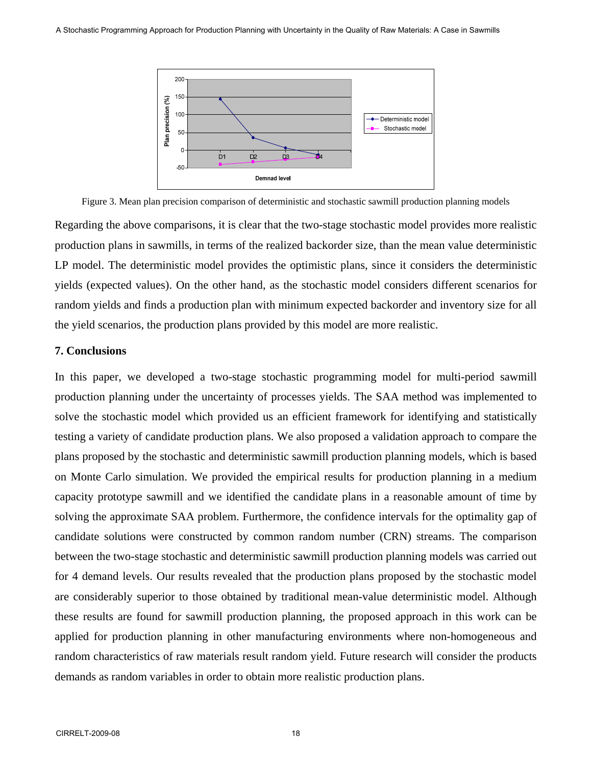Figure 3. Mean plan precision comparison of deterministic and stochastic sawmill production planning models

Regarding the above comparisons, it is clear that the two-stage stochastic model provides more realistic production plans in sawmills, in terms of the realized backorder size, than the mean value deterministic LP model. The deterministic model provides the optimistic plans, since it considers the deterministic yields (expected values). On the other hand, as the stochastic model considers different scenarios for random yields and finds a production plan with minimum expected backorder and inventory size for all the yield scenarios, the production plans provided by this model are more realistic.

## 7. Conclusions

In this paper, we developed a two-stage stochastic programming model for multi-period sawmill production planning under the uncertainty of processes yields. The SAA method was implemented to solve the stochastic model which provided us an efficient framework for identifying and statistically testing a variety of candidate production plans. We also proposed a validation approach to compare the plans proposed by the stochastic and deterministic sawmill production planning models, which is based on Monte Carlo simulation. We provided the empirical results for production planning in a medium capacity prototype sawmill and we identified the candidate plans in a reasonable amount of time by solving the approximate SAA problem. Furthermore, the confidence intervals for the optimality gap of candidate solutions were constructed by common random number (CRN) streams. The comparison between the two-stage stochastic and deterministic sawmill production planning models was carried out for 4 demand levels. Our results revealed that the production plans proposed by the stochastic model are considerably superior to those obtained by traditional mean-value deterministic model. Although these results are found for sawmill production planning, the proposed approach in this work can be applied for production planning in other manufacturing environments where non-homogeneous and random characteristics of raw materials result random yield. Future research will consider the products demands as random variables in order to obtain more realistic production plans.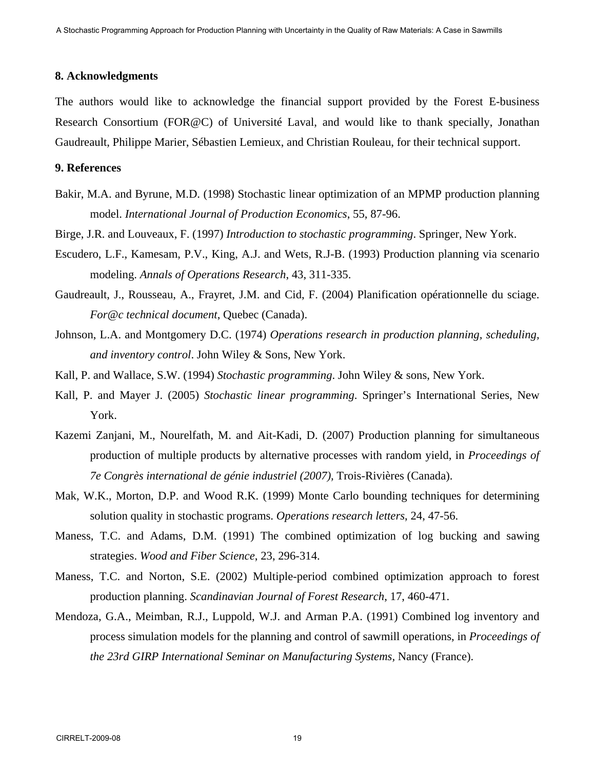## 8. Acknowledgments

The authors would like to acknowledge the financial support provided by the Forest E-business Research Consortium (FOR@C) of Université Laval, and would like to thank specially, Jonathan Gaudreault, Philippe Marier, Sébastien Lemieux, and Christian Rouleau, for their technical support.

## 9. References

Bakir, M.A. and Byrune, M.D. (1998) Stochastic linear optimization of an MPMP production planning model. *International Journal of Production Economics*, 55, 87-96.

Birge, J.R. and Louveaux, F. (1997) *Introduction to stochastic programming*. Springer, New York.

Escudero, L.F., Kamesam, P.V., King, A.J. and Wets, R.J-B. (1993) Production planning via scenario modeling. *Annals of Operations Research*, 43, 311-335.

Gaudreault, J., Rousseau, A., Frayret, J.M. and Cid, F. (2004) Planification opérationnelle du sciage. *For@c technical document*, Quebec (Canada).

Johnson, L.A. and Montgomery D.C. (1974) *Operations research in production planning, scheduling, and inventory control*. John Wiley & Sons, New York.

Kall, P. and Wallace, S.W. (1994) *Stochastic programming*. John Wiley & sons, New York.

Kall, P. and Mayer J. (2005) *Stochastic linear programming*. Springer's International Series, New York.

Kazemi Zanjani, M., Nourelfath, M. and Ait-Kadi, D. (2007) Production planning for simultaneous production of multiple products by alternative processes with random yield, in *Proceedings of 7e Congrès international de génie industriel (2007),* Trois-Rivières (Canada).

Mak, W.K., Morton, D.P. and Wood R.K. (1999) Monte Carlo bounding techniques for determining solution quality in stochastic programs. *Operations research letters*, 24, 47-56.

Maness, T.C. and Adams, D.M. (1991) The combined optimization of log bucking and sawing strategies. *Wood and Fiber Science*, 23, 296-314.

Maness, T.C. and Norton, S.E. (2002) Multiple-period combined optimization approach to forest production planning. *Scandinavian Journal of Forest Research*, 17, 460-471.

Mendoza, G.A., Meimban, R.J., Luppold, W.J. and Arman P.A. (1991) Combined log inventory and process simulation models for the planning and control of sawmill operations, in *Proceedings of the 23rd GIRP International Seminar on Manufacturing Systems*, Nancy (France).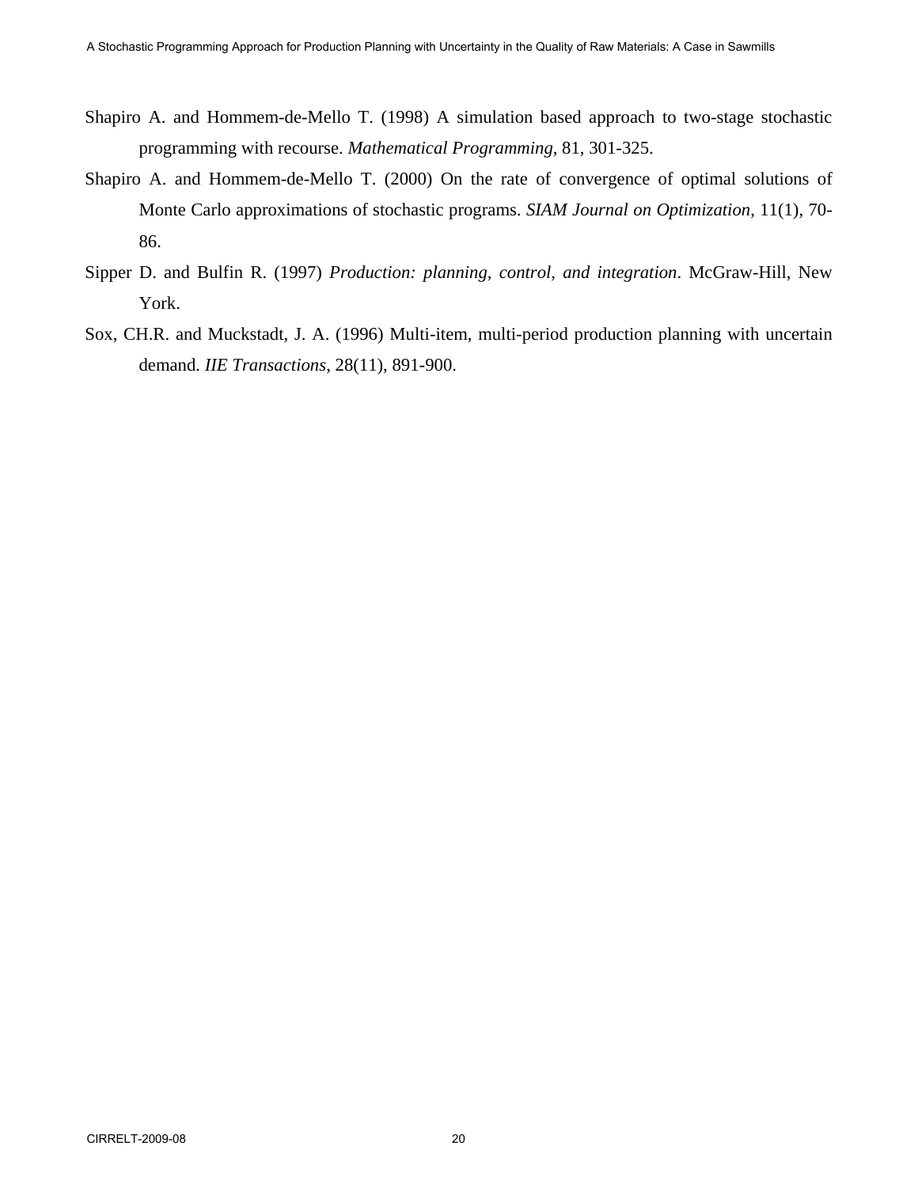Shapiro A. and Hommem-de-Mello T. (1998) A simulation based approach to two-stage stochastic programming with recourse. *Mathematical Programming*, 81, 301-325.

Shapiro A. and Hommem-de-Mello T. (2000) On the rate of convergence of optimal solutions of Monte Carlo approximations of stochastic programs. *SIAM Journal on Optimization*, 11(1), 70-86.

Sipper D. and Bulfin R. (1997) *Production: planning, control, and integration*. McGraw-Hill, New York.

Sox, CH.R. and Muckstadt, J. A. (1996) Multi-item, multi-period production planning with uncertain demand. *IIE Transactions*, 28(11), 891-900.